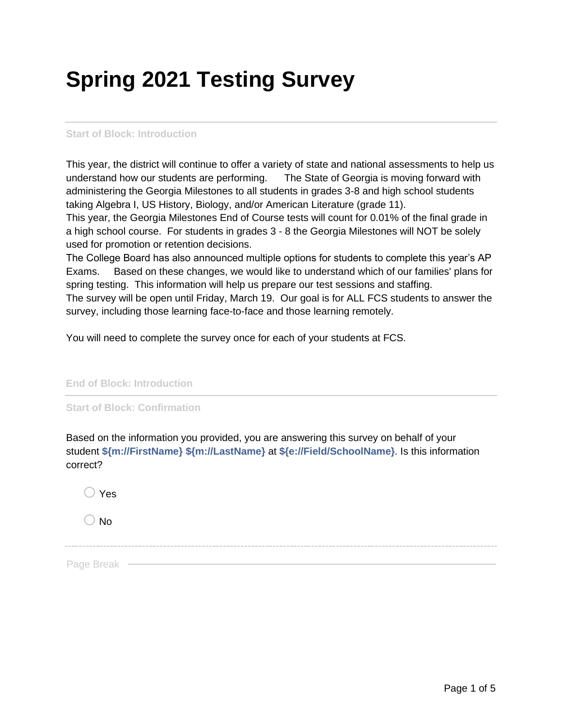# Spring 2021 Testing Survey

Start of Block: Introduction

This year, the district will continue to offer a variety of state and national assessments to help us understand how our students are performing.   The State of Georgia is moving forward with administering the Georgia Milestones to all students in grades 3-8 and high school students taking Algebra I, US History, Biology, and/or American Literature (grade 11).
This year, the Georgia Milestones End of Course tests will count for 0.01% of the final grade in a high school course.  For students in grades 3 - 8 the Georgia Milestones will NOT be solely used for promotion or retention decisions.
The College Board has also announced multiple options for students to complete this year's AP Exams.   Based on these changes, we would like to understand which of our families' plans for spring testing.  This information will help us prepare our test sessions and staffing.
The survey will be open until Friday, March 19.  Our goal is for ALL FCS students to answer the survey, including those learning face-to-face and those learning remotely.

You will need to complete the survey once for each of your students at FCS.

End of Block: Introduction

Start of Block: Confirmation

Based on the information you provided, you are answering this survey on behalf of your student **${m://FirstName} ${m://LastName}** at **${e://Field/SchoolName}**. Is this information correct?

○ Yes

○ No

Page Break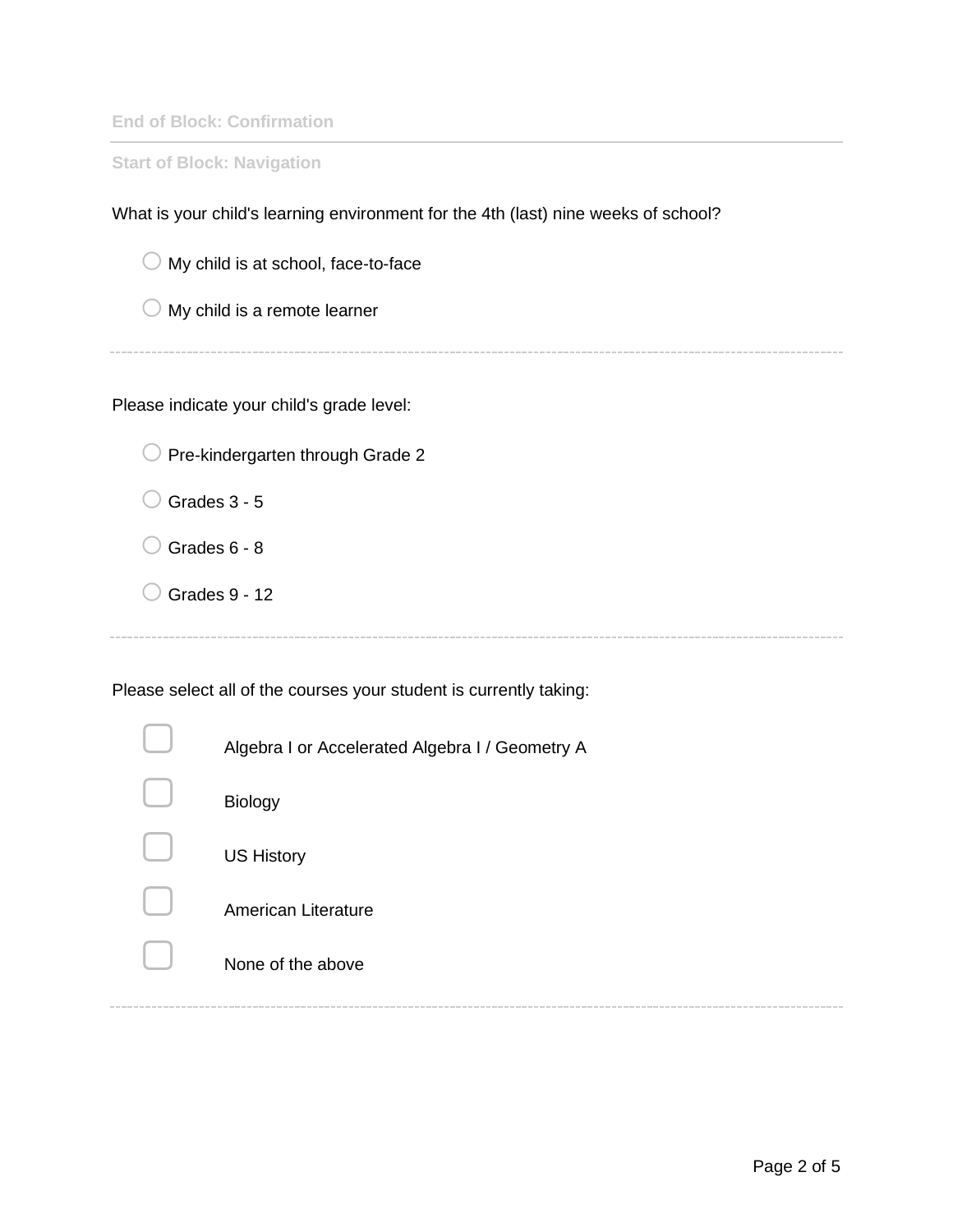End of Block: Confirmation

---

Start of Block: Navigation

What is your child's learning environment for the 4th (last) nine weeks of school?

- ○ My child is at school, face-to-face
- ○ My child is a remote learner

---

Please indicate your child's grade level:

- ○ Pre-kindergarten through Grade 2
- ○ Grades 3 - 5
- ○ Grades 6 - 8
- ○ Grades 9 - 12

---

Please select all of the courses your student is currently taking:

- ▢ Algebra I or Accelerated Algebra I / Geometry A
- ▢ Biology
- ▢ US History
- ▢ American Literature
- ▢ None of the above

---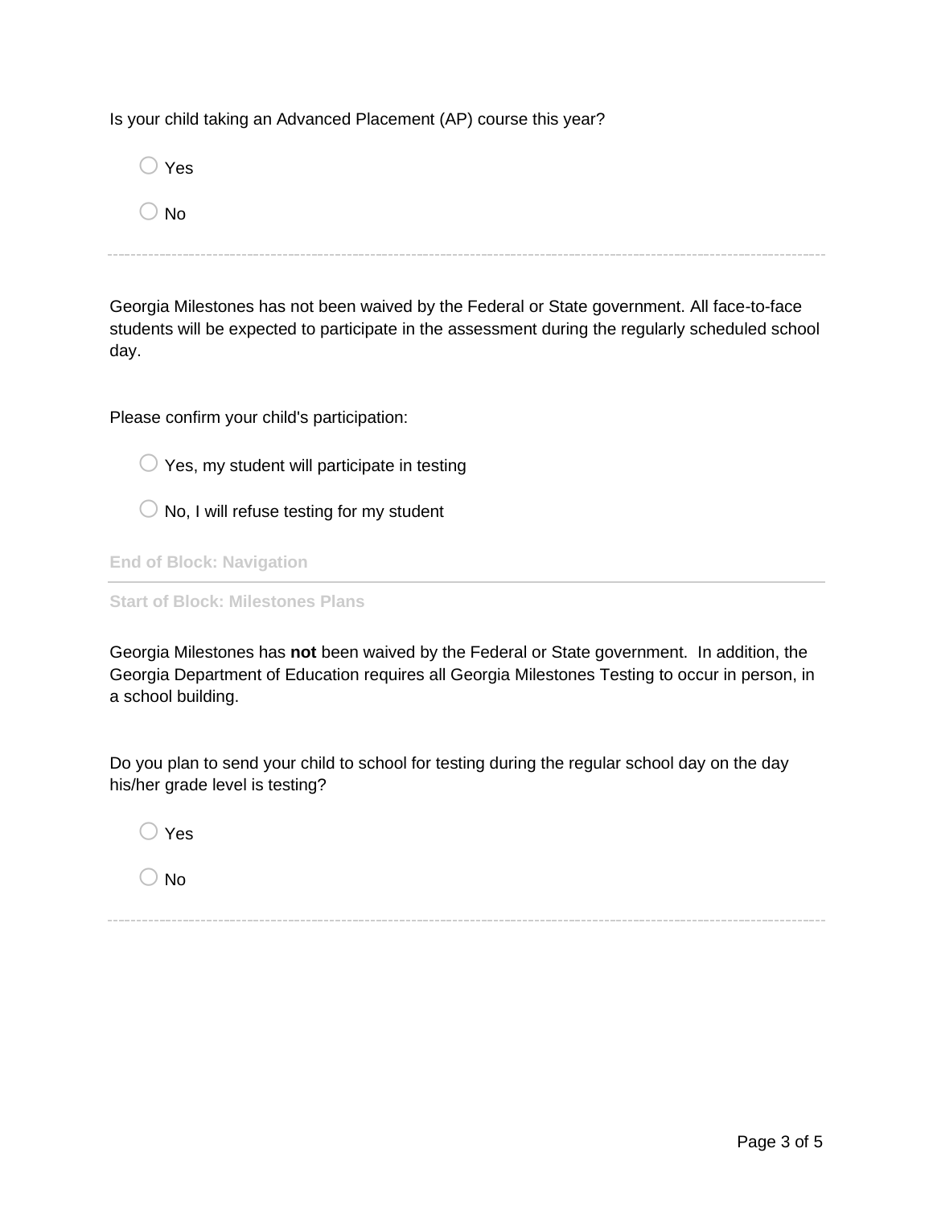Is your child taking an Advanced Placement (AP) course this year?

○ Yes

○ No

---

Georgia Milestones has not been waived by the Federal or State government. All face-to-face students will be expected to participate in the assessment during the regularly scheduled school day.

Please confirm your child's participation:

○ Yes, my student will participate in testing

○ No, I will refuse testing for my student

**End of Block: Navigation**

---

**Start of Block: Milestones Plans**

Georgia Milestones has **not** been waived by the Federal or State government. In addition, the Georgia Department of Education requires all Georgia Milestones Testing to occur in person, in a school building.

Do you plan to send your child to school for testing during the regular school day on the day his/her grade level is testing?

○ Yes

○ No

---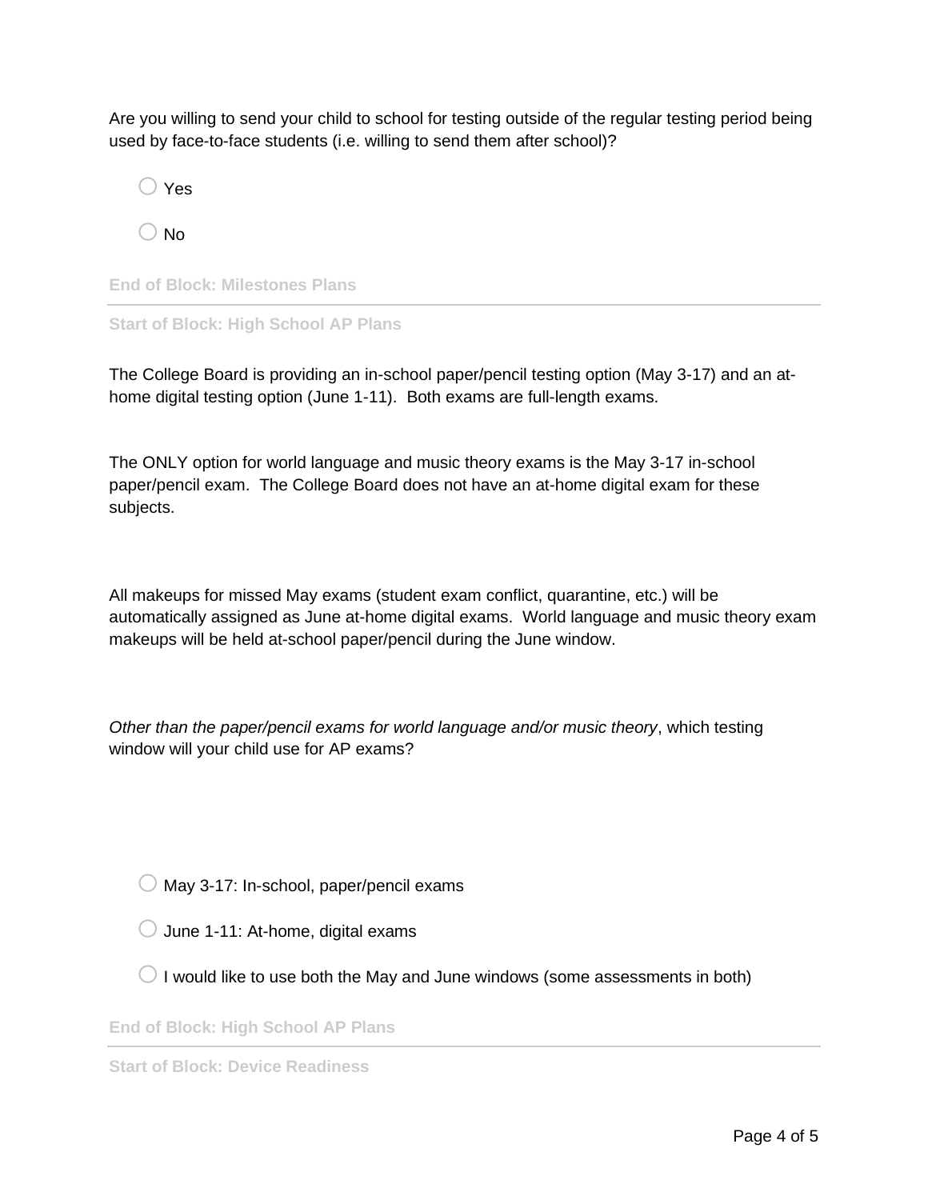Are you willing to send your child to school for testing outside of the regular testing period being used by face-to-face students (i.e. willing to send them after school)?

○ Yes

○ No

**End of Block: Milestones Plans**

---

**Start of Block: High School AP Plans**

The College Board is providing an in-school paper/pencil testing option (May 3-17) and an at-home digital testing option (June 1-11).  Both exams are full-length exams.

The ONLY option for world language and music theory exams is the May 3-17 in-school paper/pencil exam.  The College Board does not have an at-home digital exam for these subjects.

All makeups for missed May exams (student exam conflict, quarantine, etc.) will be automatically assigned as June at-home digital exams.  World language and music theory exam makeups will be held at-school paper/pencil during the June window.

*Other than the paper/pencil exams for world language and/or music theory*, which testing window will your child use for AP exams?

○ May 3-17: In-school, paper/pencil exams

○ June 1-11: At-home, digital exams

○ I would like to use both the May and June windows (some assessments in both)

**End of Block: High School AP Plans**

---

**Start of Block: Device Readiness**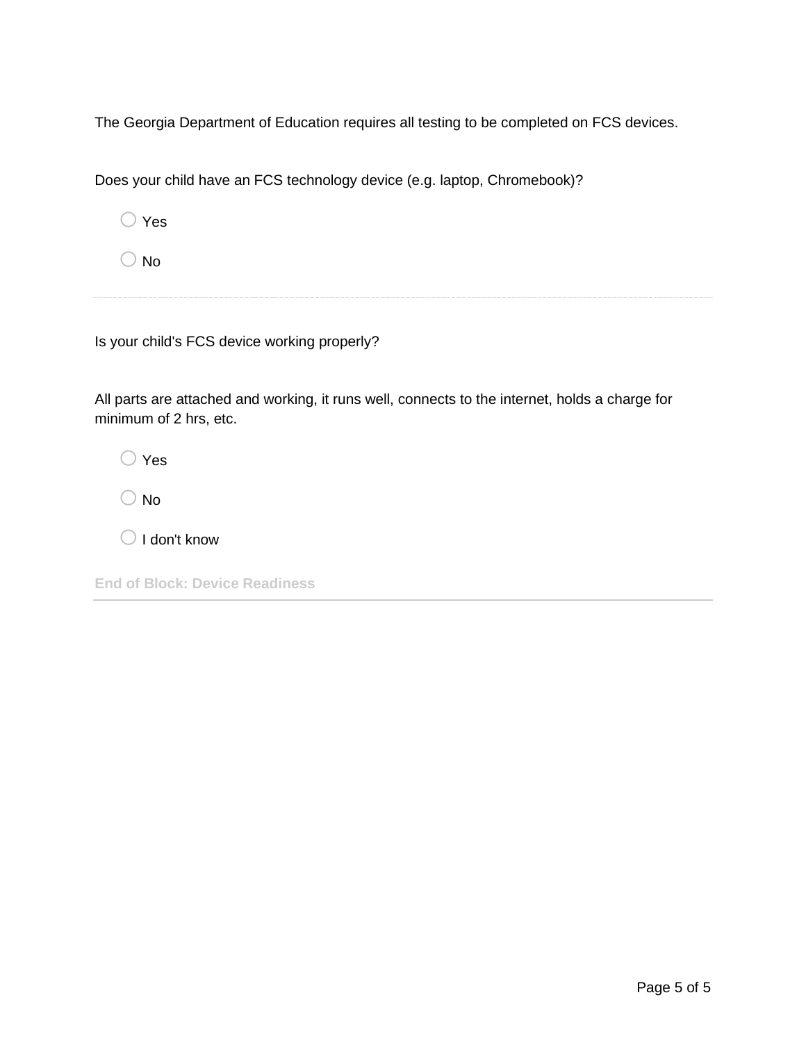The Georgia Department of Education requires all testing to be completed on FCS devices.

Does your child have an FCS technology device (e.g. laptop, Chromebook)?

- ○ Yes
- ○ No

---

Is your child's FCS device working properly?

All parts are attached and working, it runs well, connects to the internet, holds a charge for minimum of 2 hrs, etc.

- ○ Yes
- ○ No
- ○ I don't know

**End of Block: Device Readiness**

---